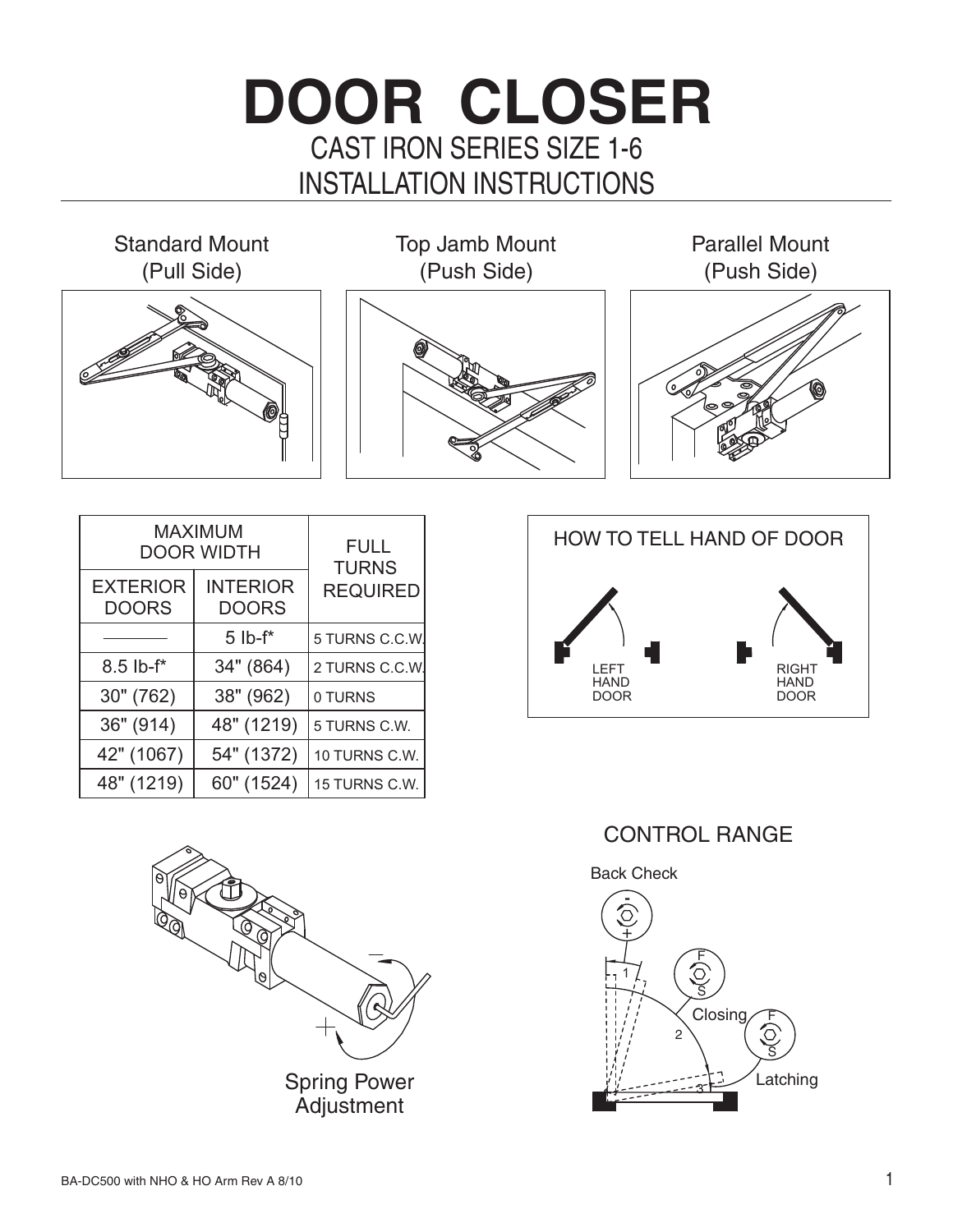# DOOR CLOSER

CAST IRON SERIES SIZE 1-6

INSTALLATION INSTRUCTIONS

Standard Mount (Pull Side)

Top Jamb Mount (Push Side)

Parallel Mount (Push Side)

| MAXIMUM DOOR WIDTH | | FULL TURNS REQUIRED |
|---|---|---|
| EXTERIOR DOORS | INTERIOR DOORS | |
| ———— | 5 lb-f* | 5 TURNS C.C.W. |
| 8.5 lb-f* | 34" (864) | 2 TURNS C.C.W. |
| 30" (762) | 38" (962) | 0 TURNS |
| 36" (914) | 48" (1219) | 5 TURNS C.W. |
| 42" (1067) | 54" (1372) | 10 TURNS C.W. |
| 48" (1219) | 60" (1524) | 15 TURNS C.W. |

HOW TO TELL HAND OF DOOR

LEFT HAND DOOR

RIGHT HAND DOOR

Spring Power Adjustment

CONTROL RANGE

Back Check

Closing

Latching

BA-DC500 with NHO & HO Arm Rev A 8/10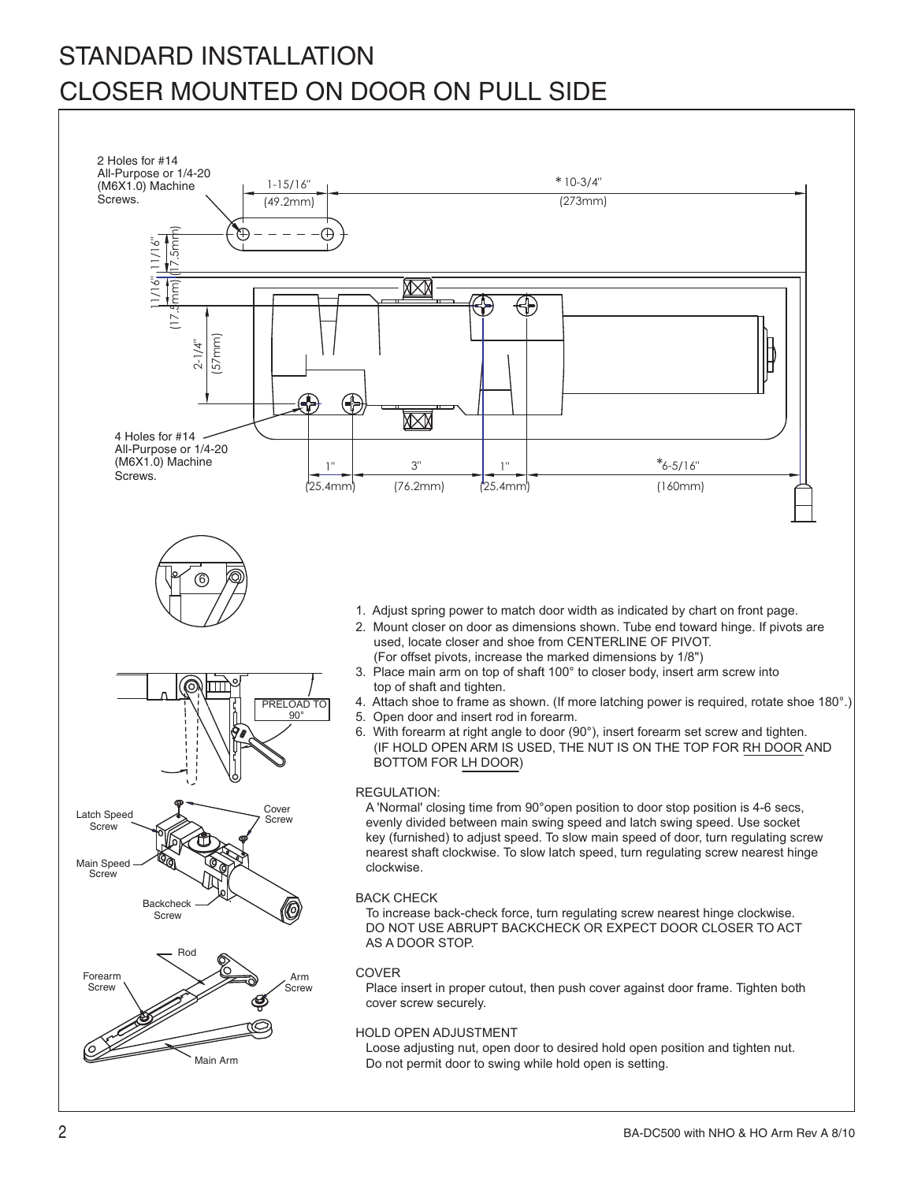# STANDARD INSTALLATION
# CLOSER MOUNTED ON DOOR ON PULL SIDE

2 Holes for #14 All-Purpose or 1/4-20 (M6X1.0) Machine Screws.

1-15/16" (49.2mm)

*10-3/4" (273mm)

11/16" (17.5mm)

11/16" (17.5mm)

2-1/4" (57mm)

4 Holes for #14 All-Purpose or 1/4-20 (M6X1.0) Machine Screws.

1" (25.4mm)  3" (76.2mm)  1" (25.4mm)  *6-5/16" (160mm)

6

PRELOAD TO 90°

Latch Speed Screw

Cover Screw

Main Speed Screw

Backcheck Screw

Rod

Forearm Screw

Arm Screw

Main Arm

1. Adjust spring power to match door width as indicated by chart on front page.
2. Mount closer on door as dimensions shown. Tube end toward hinge. If pivots are used, locate closer and shoe from CENTERLINE OF PIVOT. (For offset pivots, increase the marked dimensions by 1/8")
3. Place main arm on top of shaft 100° to closer body, insert arm screw into top of shaft and tighten.
4. Attach shoe to frame as shown. (If more latching power is required, rotate shoe 180°.)
5. Open door and insert rod in forearm.
6. With forearm at right angle to door (90°), insert forearm set screw and tighten. (IF HOLD OPEN ARM IS USED, THE NUT IS ON THE TOP FOR RH DOOR AND BOTTOM FOR LH DOOR)

REGULATION:

A 'Normal' closing time from 90°open position to door stop position is 4-6 secs, evenly divided between main swing speed and latch swing speed. Use socket key (furnished) to adjust speed. To slow main speed of door, turn regulating screw nearest shaft clockwise. To slow latch speed, turn regulating screw nearest hinge clockwise.

BACK CHECK

To increase back-check force, turn regulating screw nearest hinge clockwise. DO NOT USE ABRUPT BACKCHECK OR EXPECT DOOR CLOSER TO ACT AS A DOOR STOP.

COVER

Place insert in proper cutout, then push cover against door frame. Tighten both cover screw securely.

HOLD OPEN ADJUSTMENT

Loose adjusting nut, open door to desired hold open position and tighten nut. Do not permit door to swing while hold open is setting.

BA-DC500 with NHO & HO Arm Rev A 8/10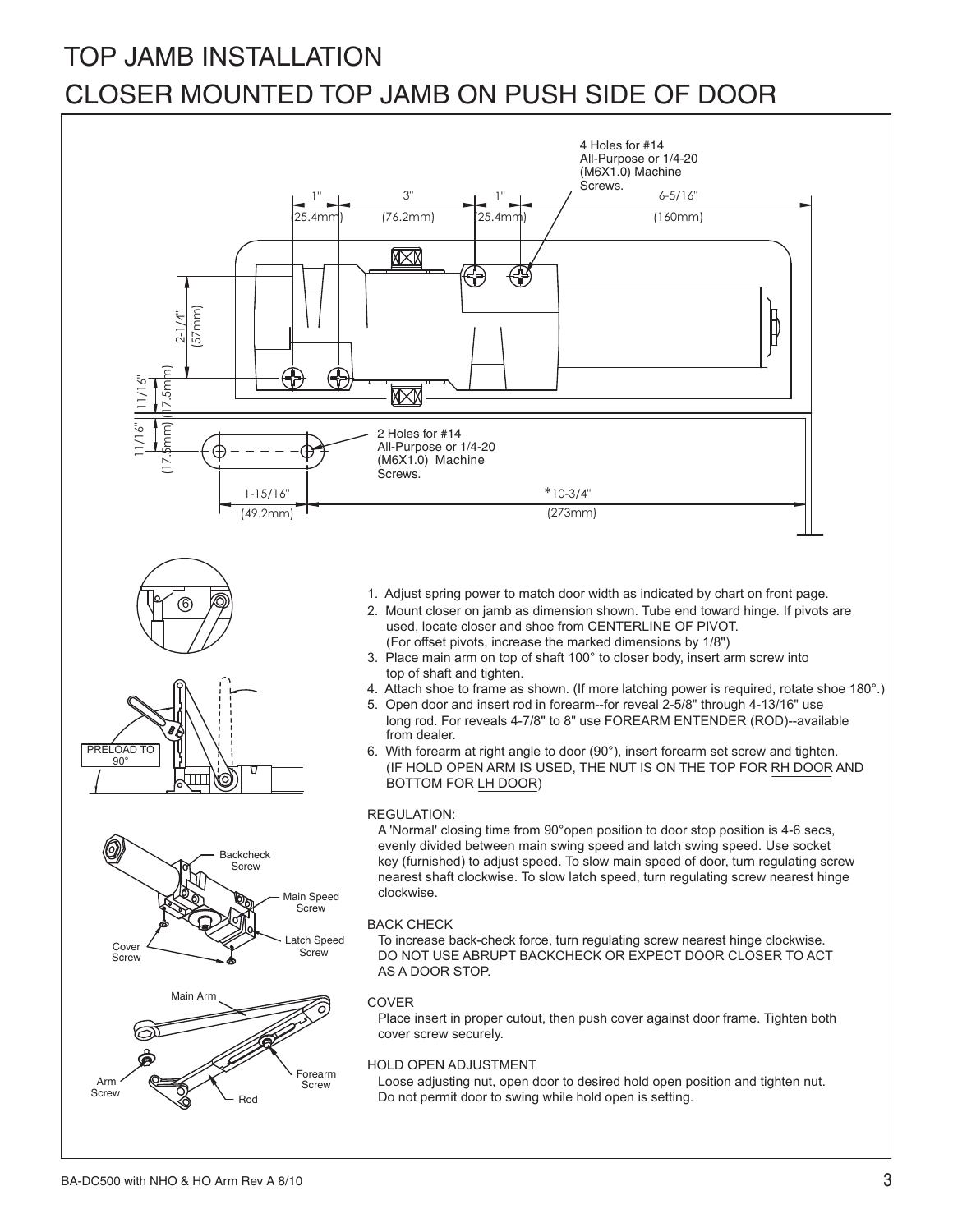# TOP JAMB INSTALLATION

# CLOSER MOUNTED TOP JAMB ON PUSH SIDE OF DOOR

4 Holes for #14 All-Purpose or 1/4-20 (M6X1.0) Machine Screws.

1" (25.4mm) 3" (76.2mm) 1" (25.4mm) 6-5/16" (160mm)

2-1/4" (57mm)

11/16" (17.5mm)

11/16" (17.5mm)

2 Holes for #14 All-Purpose or 1/4-20 (M6X1.0) Machine Screws.

1-15/16" (49.2mm) *10-3/4" (273mm)

PRELOAD TO 90°

Backcheck Screw

Main Speed Screw

Latch Speed Screw

Cover Screw

Main Arm

Arm Screw

Forearm Screw

Rod

1. Adjust spring power to match door width as indicated by chart on front page.
2. Mount closer on jamb as dimension shown. Tube end toward hinge. If pivots are used, locate closer and shoe from CENTERLINE OF PIVOT. (For offset pivots, increase the marked dimensions by 1/8")
3. Place main arm on top of shaft 100° to closer body, insert arm screw into top of shaft and tighten.
4. Attach shoe to frame as shown. (If more latching power is required, rotate shoe 180°.)
5. Open door and insert rod in forearm--for reveal 2-5/8" through 4-13/16" use long rod. For reveals 4-7/8" to 8" use FOREARM ENTENDER (ROD)--available from dealer.
6. With forearm at right angle to door (90°), insert forearm set screw and tighten. (IF HOLD OPEN ARM IS USED, THE NUT IS ON THE TOP FOR RH DOOR AND BOTTOM FOR LH DOOR)

REGULATION:

A 'Normal' closing time from 90°open position to door stop position is 4-6 secs, evenly divided between main swing speed and latch swing speed. Use socket key (furnished) to adjust speed. To slow main speed of door, turn regulating screw nearest shaft clockwise. To slow latch speed, turn regulating screw nearest hinge clockwise.

BACK CHECK

To increase back-check force, turn regulating screw nearest hinge clockwise. DO NOT USE ABRUPT BACKCHECK OR EXPECT DOOR CLOSER TO ACT AS A DOOR STOP.

COVER

Place insert in proper cutout, then push cover against door frame. Tighten both cover screw securely.

HOLD OPEN ADJUSTMENT

Loose adjusting nut, open door to desired hold open position and tighten nut. Do not permit door to swing while hold open is setting.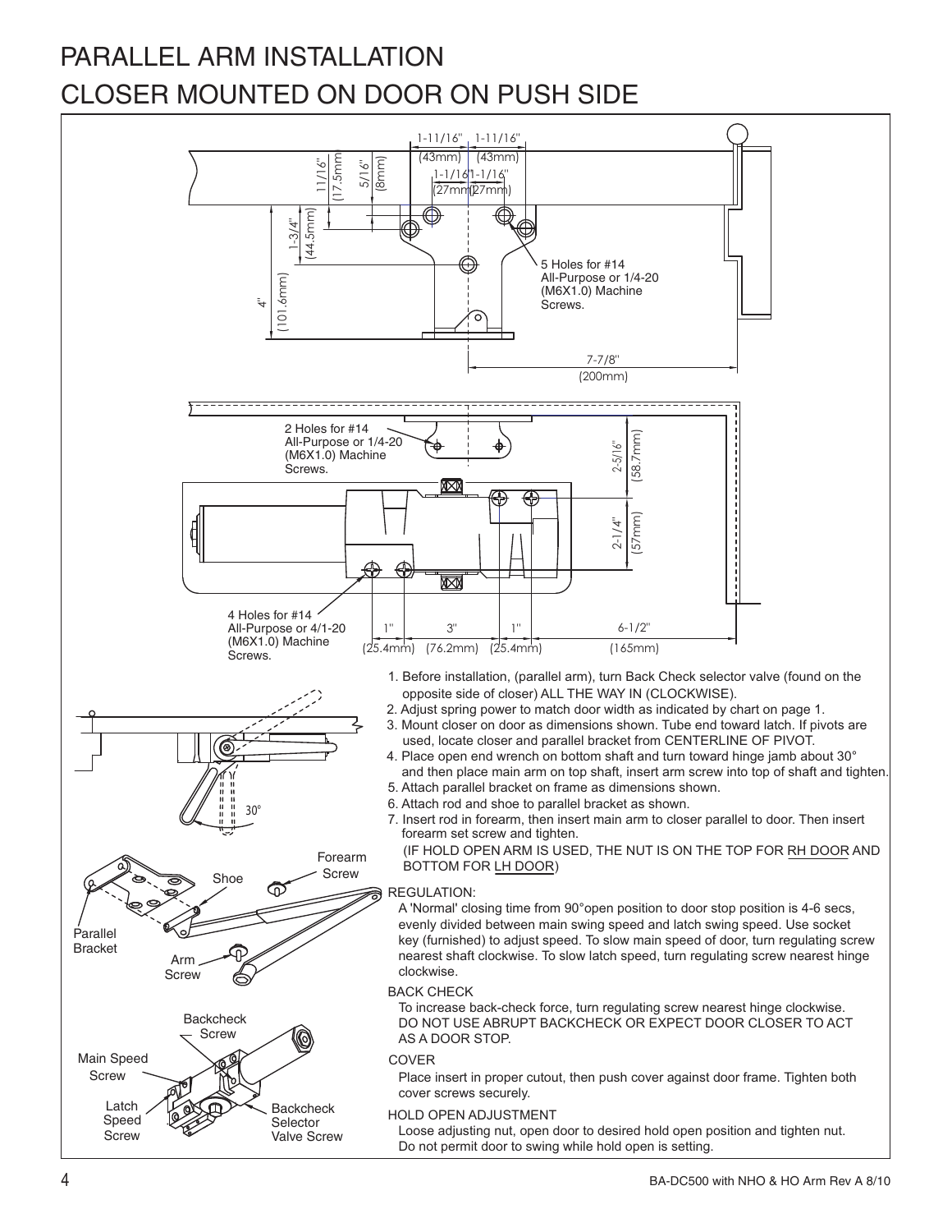# PARALLEL ARM INSTALLATION
# CLOSER MOUNTED ON DOOR ON PUSH SIDE

1-11/16" (43mm) 1-11/16" (43mm)
1-1/16" (27mm) 1-1/16" (27mm)
11/16" (17.5mm)
5/16" (8mm)
1-3/4" (44.5mm)
4" (101.6mm)
5 Holes for #14 All-Purpose or 1/4-20 (M6X1.0) Machine Screws.
7-7/8" (200mm)

2 Holes for #14 All-Purpose or 1/4-20 (M6X1.0) Machine Screws.
2-5/16" (58.7mm)
2-1/4" (57mm)
4 Holes for #14 All-Purpose or 4/1-20 (M6X1.0) Machine Screws.
1" (25.4mm) 3" (76.2mm) 1" (25.4mm) 6-1/2" (165mm)

30°

Parallel Bracket
Shoe
Forearm Screw
Arm Screw

Backcheck Screw
Main Speed Screw
Latch Speed Screw
Backcheck Selector Valve Screw

1. Before installation, (parallel arm), turn Back Check selector valve (found on the opposite side of closer) ALL THE WAY IN (CLOCKWISE).
2. Adjust spring power to match door width as indicated by chart on page 1.
3. Mount closer on door as dimensions shown. Tube end toward latch. If pivots are used, locate closer and parallel bracket from CENTERLINE OF PIVOT.
4. Place open end wrench on bottom shaft and turn toward hinge jamb about 30° and then place main arm on top shaft, insert arm screw into top of shaft and tighten.
5. Attach parallel bracket on frame as dimensions shown.
6. Attach rod and shoe to parallel bracket as shown.
7. Insert rod in forearm, then insert main arm to closer parallel to door. Then insert forearm set screw and tighten.
   (IF HOLD OPEN ARM IS USED, THE NUT IS ON THE TOP FOR RH DOOR AND BOTTOM FOR LH DOOR)

REGULATION:

A 'Normal' closing time from 90°open position to door stop position is 4-6 secs, evenly divided between main swing speed and latch swing speed. Use socket key (furnished) to adjust speed. To slow main speed of door, turn regulating screw nearest shaft clockwise. To slow latch speed, turn regulating screw nearest hinge clockwise.

BACK CHECK

To increase back-check force, turn regulating screw nearest hinge clockwise. DO NOT USE ABRUPT BACKCHECK OR EXPECT DOOR CLOSER TO ACT AS A DOOR STOP.

COVER

Place insert in proper cutout, then push cover against door frame. Tighten both cover screws securely.

HOLD OPEN ADJUSTMENT

Loose adjusting nut, open door to desired hold open position and tighten nut. Do not permit door to swing while hold open is setting.